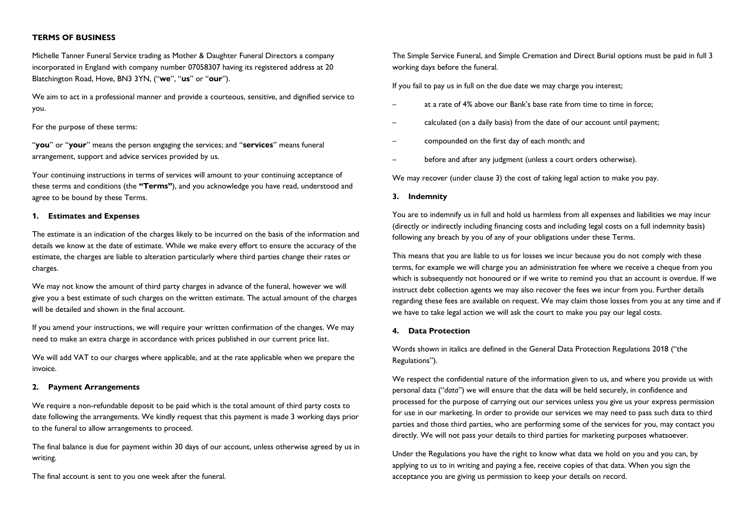**TERMS OF BUSINESS**

Michelle Tanner Funeral Service trading as Mother & Daughter Funeral Directors a company incorporated in England with company number 07058307 having its registered address at 20 Blatchington Road, Hove, BN3 3YN, ("**we**", "**us**" or "**our**").

We aim to act in a professional manner and provide a courteous, sensitive, and dignified service to you.

For the purpose of these terms:

"**you**" or "**your**" means the person engaging the services; and "**services**" means funeral arrangement, support and advice services provided by us.

Your continuing instructions in terms of services will amount to your continuing acceptance of these terms and conditions (the **"Terms"**), and you acknowledge you have read, understood and agree to be bound by these Terms.

## 1. Estimates and Expenses

The estimate is an indication of the charges likely to be incurred on the basis of the information and details we know at the date of estimate. While we make every effort to ensure the accuracy of the estimate, the charges are liable to alteration particularly where third parties change their rates or charges.

We may not know the amount of third party charges in advance of the funeral, however we will give you a best estimate of such charges on the written estimate. The actual amount of the charges will be detailed and shown in the final account.

If you amend your instructions, we will require your written confirmation of the changes. We may need to make an extra charge in accordance with prices published in our current price list.

We will add VAT to our charges where applicable, and at the rate applicable when we prepare the invoice.

## 2. Payment Arrangements

We require a non-refundable deposit to be paid which is the total amount of third party costs to date following the arrangements. We kindly request that this payment is made 3 working days prior to the funeral to allow arrangements to proceed.

The final balance is due for payment within 30 days of our account, unless otherwise agreed by us in writing.

The final account is sent to you one week after the funeral.

The Simple Service Funeral, and Simple Cremation and Direct Burial options must be paid in full 3 working days before the funeral.

If you fail to pay us in full on the due date we may charge you interest;

– at a rate of 4% above our Bank's base rate from time to time in force;

– calculated (on a daily basis) from the date of our account until payment;

– compounded on the first day of each month; and

– before and after any judgment (unless a court orders otherwise).

We may recover (under clause 3) the cost of taking legal action to make you pay.

## 3. Indemnity

You are to indemnify us in full and hold us harmless from all expenses and liabilities we may incur (directly or indirectly including financing costs and including legal costs on a full indemnity basis) following any breach by you of any of your obligations under these Terms.

This means that you are liable to us for losses we incur because you do not comply with these terms, for example we will charge you an administration fee where we receive a cheque from you which is subsequently not honoured or if we write to remind you that an account is overdue. If we instruct debt collection agents we may also recover the fees we incur from you. Further details regarding these fees are available on request. We may claim those losses from you at any time and if we have to take legal action we will ask the court to make you pay our legal costs.

## 4. Data Protection

Words shown in italics are defined in the General Data Protection Regulations 2018 ("the Regulations").

We respect the confidential nature of the information given to us, and where you provide us with personal data ("*data*") we will ensure that the data will be held securely, in confidence and processed for the purpose of carrying out our services unless you give us your express permission for use in our marketing. In order to provide our services we may need to pass such data to third parties and those third parties, who are performing some of the services for you, may contact you directly. We will not pass your details to third parties for marketing purposes whatsoever.

Under the Regulations you have the right to know what data we hold on you and you can, by applying to us to in writing and paying a fee, receive copies of that data. When you sign the acceptance you are giving us permission to keep your details on record.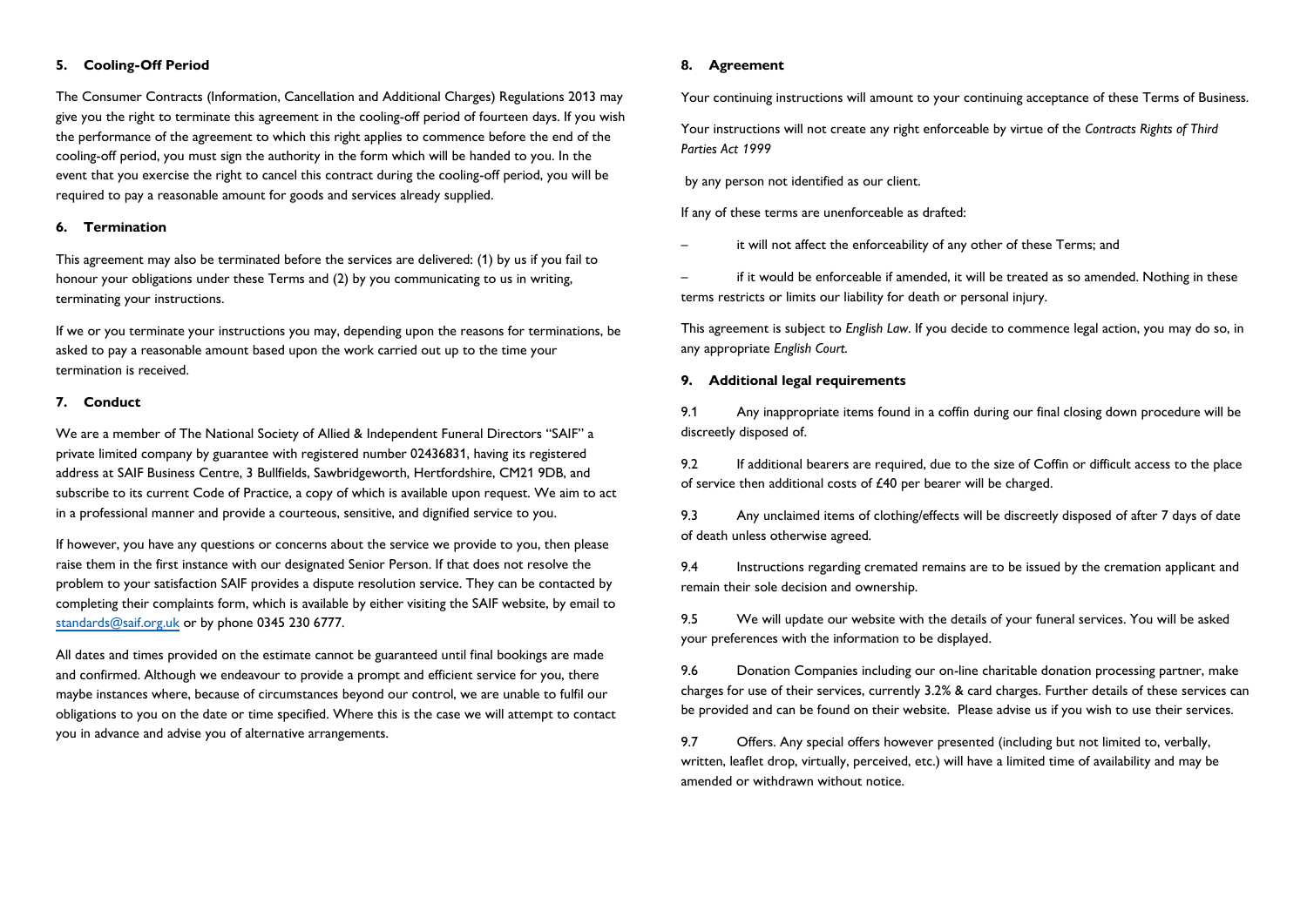## 5. Cooling-Off Period

The Consumer Contracts (Information, Cancellation and Additional Charges) Regulations 2013 may give you the right to terminate this agreement in the cooling-off period of fourteen days. If you wish the performance of the agreement to which this right applies to commence before the end of the cooling-off period, you must sign the authority in the form which will be handed to you. In the event that you exercise the right to cancel this contract during the cooling-off period, you will be required to pay a reasonable amount for goods and services already supplied.

## 6. Termination

This agreement may also be terminated before the services are delivered: (1) by us if you fail to honour your obligations under these Terms and (2) by you communicating to us in writing, terminating your instructions.

If we or you terminate your instructions you may, depending upon the reasons for terminations, be asked to pay a reasonable amount based upon the work carried out up to the time your termination is received.

## 7. Conduct

We are a member of The National Society of Allied & Independent Funeral Directors "SAIF" a private limited company by guarantee with registered number 02436831, having its registered address at SAIF Business Centre, 3 Bullfields, Sawbridgeworth, Hertfordshire, CM21 9DB, and subscribe to its current Code of Practice, a copy of which is available upon request. We aim to act in a professional manner and provide a courteous, sensitive, and dignified service to you.

If however, you have any questions or concerns about the service we provide to you, then please raise them in the first instance with our designated Senior Person. If that does not resolve the problem to your satisfaction SAIF provides a dispute resolution service. They can be contacted by completing their complaints form, which is available by either visiting the SAIF website, by email to standards@saif.org.uk or by phone 0345 230 6777.

All dates and times provided on the estimate cannot be guaranteed until final bookings are made and confirmed. Although we endeavour to provide a prompt and efficient service for you, there maybe instances where, because of circumstances beyond our control, we are unable to fulfil our obligations to you on the date or time specified. Where this is the case we will attempt to contact you in advance and advise you of alternative arrangements.

## 8. Agreement

Your continuing instructions will amount to your continuing acceptance of these Terms of Business.

Your instructions will not create any right enforceable by virtue of the *Contracts Rights of Third Parties Act 1999*

by any person not identified as our client.

If any of these terms are unenforceable as drafted:

– it will not affect the enforceability of any other of these Terms; and

– if it would be enforceable if amended, it will be treated as so amended. Nothing in these terms restricts or limits our liability for death or personal injury.

This agreement is subject to *English Law*. If you decide to commence legal action, you may do so, in any appropriate *English Court.*

## 9. Additional legal requirements

9.1 Any inappropriate items found in a coffin during our final closing down procedure will be discreetly disposed of.

9.2 If additional bearers are required, due to the size of Coffin or difficult access to the place of service then additional costs of £40 per bearer will be charged.

9.3 Any unclaimed items of clothing/effects will be discreetly disposed of after 7 days of date of death unless otherwise agreed.

9.4 Instructions regarding cremated remains are to be issued by the cremation applicant and remain their sole decision and ownership.

9.5 We will update our website with the details of your funeral services. You will be asked your preferences with the information to be displayed.

9.6 Donation Companies including our on-line charitable donation processing partner, make charges for use of their services, currently 3.2% & card charges. Further details of these services can be provided and can be found on their website. Please advise us if you wish to use their services.

9.7 Offers. Any special offers however presented (including but not limited to, verbally, written, leaflet drop, virtually, perceived, etc.) will have a limited time of availability and may be amended or withdrawn without notice.